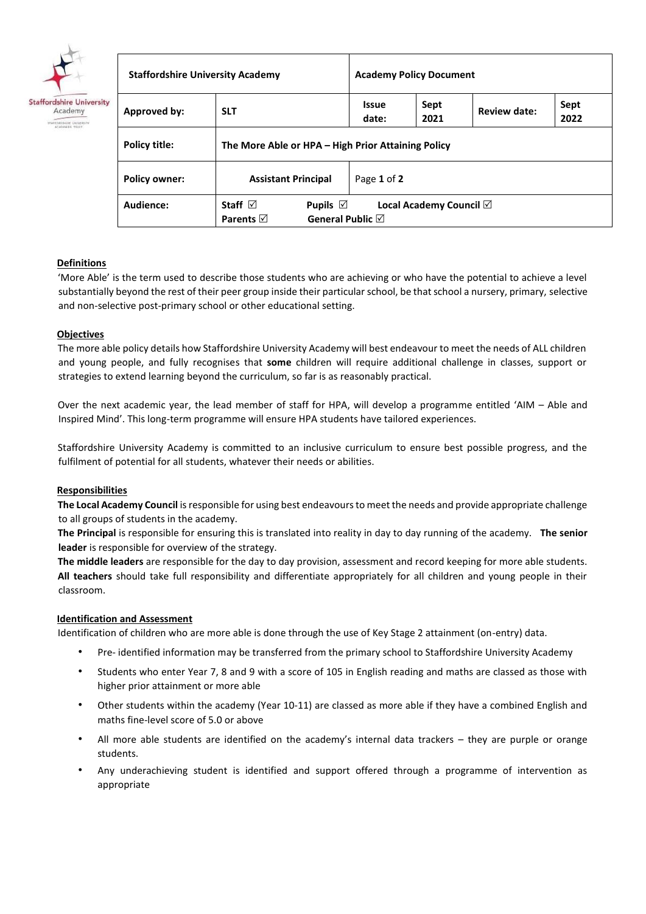| Staffordshire University Academy | | Academy Policy Document | | | |
|---|---|---|---|---|---|
| **Approved by:** | **SLT** | **Issue date:** | **Sept 2021** | **Review date:** | **Sept 2022** |
| **Policy title:** | **The More Able or HPA – High Prior Attaining Policy** | | | | |
| **Policy owner:** | **Assistant Principal** | Page **1** of **2** | | | |
| **Audience:** | **Staff** ☑ **Pupils** ☑ **Local Academy Council** ☑ **Parents** ☑ **General Public** ☑ | | | | |

## Definitions

'More Able' is the term used to describe those students who are achieving or who have the potential to achieve a level substantially beyond the rest of their peer group inside their particular school, be that school a nursery, primary, selective and non-selective post-primary school or other educational setting.

## Objectives

The more able policy details how Staffordshire University Academy will best endeavour to meet the needs of ALL children and young people, and fully recognises that **some** children will require additional challenge in classes, support or strategies to extend learning beyond the curriculum, so far is as reasonably practical.

Over the next academic year, the lead member of staff for HPA, will develop a programme entitled 'AIM – Able and Inspired Mind'. This long-term programme will ensure HPA students have tailored experiences.

Staffordshire University Academy is committed to an inclusive curriculum to ensure best possible progress, and the fulfilment of potential for all students, whatever their needs or abilities.

## Responsibilities

**The Local Academy Council** is responsible for using best endeavours to meet the needs and provide appropriate challenge to all groups of students in the academy.

**The Principal** is responsible for ensuring this is translated into reality in day to day running of the academy. **The senior leader** is responsible for overview of the strategy.

**The middle leaders** are responsible for the day to day provision, assessment and record keeping for more able students.

**All teachers** should take full responsibility and differentiate appropriately for all children and young people in their classroom.

## Identification and Assessment

Identification of children who are more able is done through the use of Key Stage 2 attainment (on-entry) data.

- Pre- identified information may be transferred from the primary school to Staffordshire University Academy
- Students who enter Year 7, 8 and 9 with a score of 105 in English reading and maths are classed as those with higher prior attainment or more able
- Other students within the academy (Year 10-11) are classed as more able if they have a combined English and maths fine-level score of 5.0 or above
- All more able students are identified on the academy's internal data trackers – they are purple or orange students.
- Any underachieving student is identified and support offered through a programme of intervention as appropriate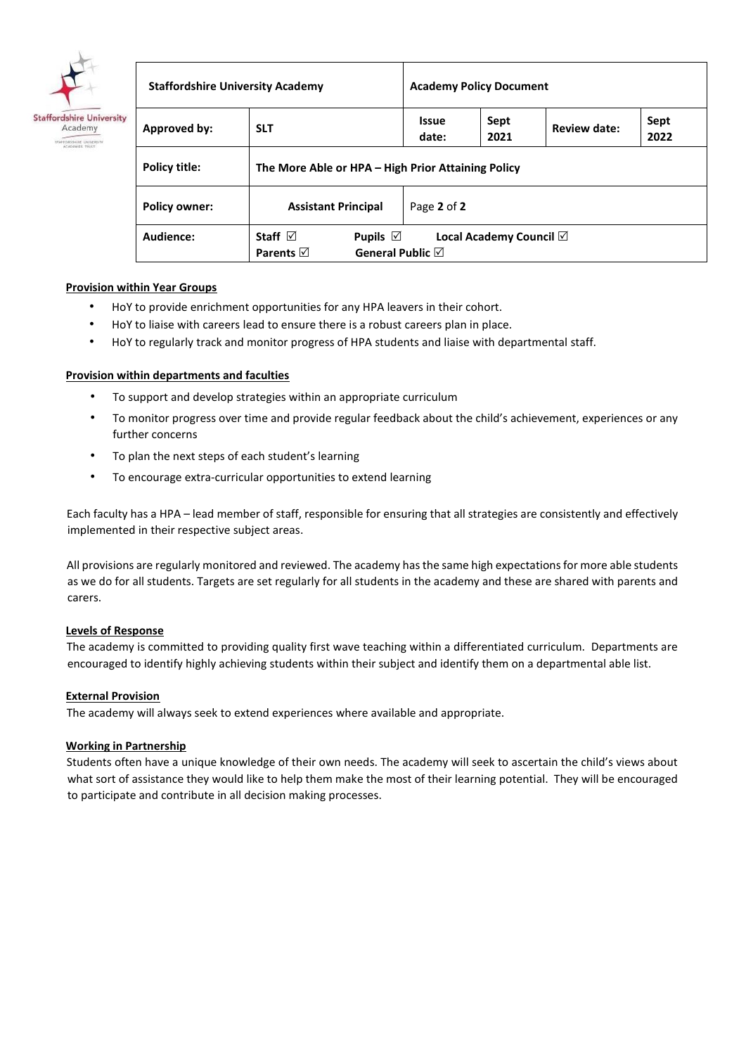**Provision within Year Groups**

- HoY to provide enrichment opportunities for any HPA leavers in their cohort.
- HoY to liaise with careers lead to ensure there is a robust careers plan in place.
- HoY to regularly track and monitor progress of HPA students and liaise with departmental staff.

**Provision within departments and faculties**

- To support and develop strategies within an appropriate curriculum
- To monitor progress over time and provide regular feedback about the child's achievement, experiences or any further concerns
- To plan the next steps of each student's learning
- To encourage extra-curricular opportunities to extend learning

Each faculty has a HPA – lead member of staff, responsible for ensuring that all strategies are consistently and effectively implemented in their respective subject areas.

All provisions are regularly monitored and reviewed. The academy has the same high expectations for more able students as we do for all students. Targets are set regularly for all students in the academy and these are shared with parents and carers.

**Levels of Response**

The academy is committed to providing quality first wave teaching within a differentiated curriculum. Departments are encouraged to identify highly achieving students within their subject and identify them on a departmental able list.

**External Provision**

The academy will always seek to extend experiences where available and appropriate.

**Working in Partnership**

Students often have a unique knowledge of their own needs. The academy will seek to ascertain the child's views about what sort of assistance they would like to help them make the most of their learning potential. They will be encouraged to participate and contribute in all decision making processes.